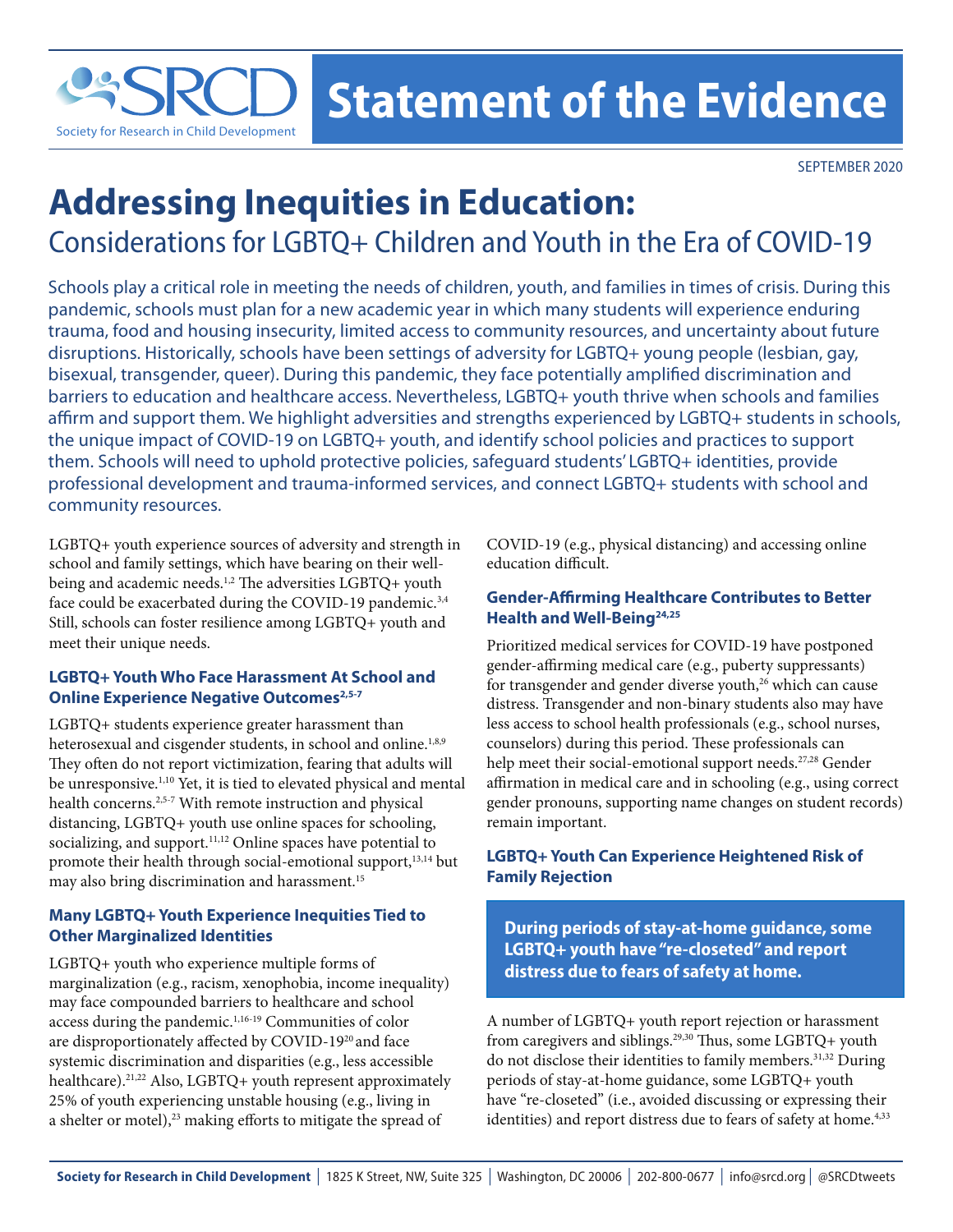SRCD Society for Research in Child Development

# Statement of the Evidence

SEPTEMBER 2020

# Addressing Inequities in Education:

## Considerations for LGBTQ+ Children and Youth in the Era of COVID-19

Schools play a critical role in meeting the needs of children, youth, and families in times of crisis. During this pandemic, schools must plan for a new academic year in which many students will experience enduring trauma, food and housing insecurity, limited access to community resources, and uncertainty about future disruptions. Historically, schools have been settings of adversity for LGBTQ+ young people (lesbian, gay, bisexual, transgender, queer). During this pandemic, they face potentially amplified discrimination and barriers to education and healthcare access. Nevertheless, LGBTQ+ youth thrive when schools and families affirm and support them. We highlight adversities and strengths experienced by LGBTQ+ students in schools, the unique impact of COVID-19 on LGBTQ+ youth, and identify school policies and practices to support them. Schools will need to uphold protective policies, safeguard students' LGBTQ+ identities, provide professional development and trauma-informed services, and connect LGBTQ+ students with school and community resources.

LGBTQ+ youth experience sources of adversity and strength in school and family settings, which have bearing on their well-being and academic needs.[1,2] The adversities LGBTQ+ youth face could be exacerbated during the COVID-19 pandemic.[3,4] Still, schools can foster resilience among LGBTQ+ youth and meet their unique needs.

### LGBTQ+ Youth Who Face Harassment At School and Online Experience Negative Outcomes[2,5-7]

LGBTQ+ students experience greater harassment than heterosexual and cisgender students, in school and online.[1,8,9] They often do not report victimization, fearing that adults will be unresponsive.[1,10] Yet, it is tied to elevated physical and mental health concerns.[2,5-7] With remote instruction and physical distancing, LGBTQ+ youth use online spaces for schooling, socializing, and support.[11,12] Online spaces have potential to promote their health through social-emotional support,[13,14] but may also bring discrimination and harassment.[15]

### Many LGBTQ+ Youth Experience Inequities Tied to Other Marginalized Identities

LGBTQ+ youth who experience multiple forms of marginalization (e.g., racism, xenophobia, income inequality) may face compounded barriers to healthcare and school access during the pandemic.[1,16-19] Communities of color are disproportionately affected by COVID-19[20] and face systemic discrimination and disparities (e.g., less accessible healthcare).[21,22] Also, LGBTQ+ youth represent approximately 25% of youth experiencing unstable housing (e.g., living in a shelter or motel),[23] making efforts to mitigate the spread of COVID-19 (e.g., physical distancing) and accessing online education difficult.

### Gender-Affirming Healthcare Contributes to Better Health and Well-Being[24,25]

Prioritized medical services for COVID-19 have postponed gender-affirming medical care (e.g., puberty suppressants) for transgender and gender diverse youth,[26] which can cause distress. Transgender and non-binary students also may have less access to school health professionals (e.g., school nurses, counselors) during this period. These professionals can help meet their social-emotional support needs.[27,28] Gender affirmation in medical care and in schooling (e.g., using correct gender pronouns, supporting name changes on student records) remain important.

### LGBTQ+ Youth Can Experience Heightened Risk of Family Rejection

**During periods of stay-at-home guidance, some LGBTQ+ youth have "re-closeted" and report distress due to fears of safety at home.**

A number of LGBTQ+ youth report rejection or harassment from caregivers and siblings.[29,30] Thus, some LGBTQ+ youth do not disclose their identities to family members.[31,32] During periods of stay-at-home guidance, some LGBTQ+ youth have "re-closeted" (i.e., avoided discussing or expressing their identities) and report distress due to fears of safety at home.[4,33]

**Society for Research in Child Development** | 1825 K Street, NW, Suite 325 | Washington, DC 20006 | 202-800-0677 | info@srcd.org | @SRCDtweets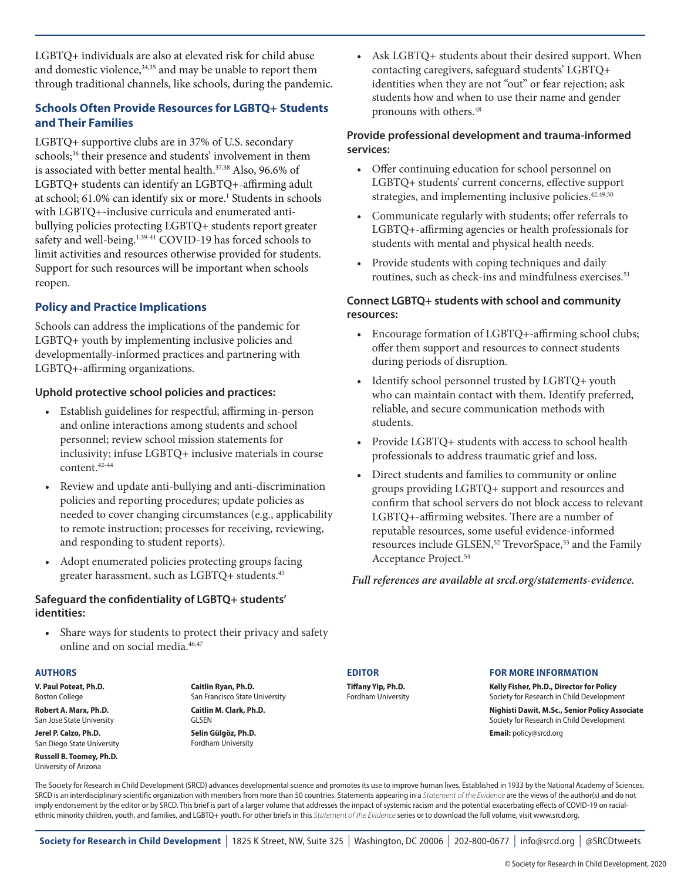LGBTQ+ individuals are also at elevated risk for child abuse and domestic violence,[34,35] and may be unable to report them through traditional channels, like schools, during the pandemic.

## Schools Often Provide Resources for LGBTQ+ Students and Their Families

LGBTQ+ supportive clubs are in 37% of U.S. secondary schools;[36] their presence and students' involvement in them is associated with better mental health.[37,38] Also, 96.6% of LGBTQ+ students can identify an LGBTQ+-affirming adult at school; 61.0% can identify six or more.[1] Students in schools with LGBTQ+-inclusive curricula and enumerated anti-bullying policies protecting LGBTQ+ students report greater safety and well-being.[1,39-41] COVID-19 has forced schools to limit activities and resources otherwise provided for students. Support for such resources will be important when schools reopen.

## Policy and Practice Implications

Schools can address the implications of the pandemic for LGBTQ+ youth by implementing inclusive policies and developmentally-informed practices and partnering with LGBTQ+-affirming organizations.

### Uphold protective school policies and practices:

- Establish guidelines for respectful, affirming in-person and online interactions among students and school personnel; review school mission statements for inclusivity; infuse LGBTQ+ inclusive materials in course content.[42-44]
- Review and update anti-bullying and anti-discrimination policies and reporting procedures; update policies as needed to cover changing circumstances (e.g., applicability to remote instruction; processes for receiving, reviewing, and responding to student reports).
- Adopt enumerated policies protecting groups facing greater harassment, such as LGBTQ+ students.[45]

### Safeguard the confidentiality of LGBTQ+ students' identities:

- Share ways for students to protect their privacy and safety online and on social media.[46,47]
- Ask LGBTQ+ students about their desired support. When contacting caregivers, safeguard students' LGBTQ+ identities when they are not "out" or fear rejection; ask students how and when to use their name and gender pronouns with others.[48]

### Provide professional development and trauma-informed services:

- Offer continuing education for school personnel on LGBTQ+ students' current concerns, effective support strategies, and implementing inclusive policies.[42,49,50]
- Communicate regularly with students; offer referrals to LGBTQ+-affirming agencies or health professionals for students with mental and physical health needs.
- Provide students with coping techniques and daily routines, such as check-ins and mindfulness exercises.[51]

### Connect LGBTQ+ students with school and community resources:

- Encourage formation of LGBTQ+-affirming school clubs; offer them support and resources to connect students during periods of disruption.
- Identify school personnel trusted by LGBTQ+ youth who can maintain contact with them. Identify preferred, reliable, and secure communication methods with students.
- Provide LGBTQ+ students with access to school health professionals to address traumatic grief and loss.
- Direct students and families to community or online groups providing LGBTQ+ support and resources and confirm that school servers do not block access to relevant LGBTQ+-affirming websites. There are a number of reputable resources, some useful evidence-informed resources include GLSEN,[52] TrevorSpace,[53] and the Family Acceptance Project.[54]

***Full references are available at srcd.org/statements-evidence.***

**AUTHORS**

**V. Paul Poteat, Ph.D.**
Boston College

**Robert A. Marx, Ph.D.**
San Jose State University

**Jerel P. Calzo, Ph.D.**
San Diego State University

**Russell B. Toomey, Ph.D.**
University of Arizona

**Caitlin Ryan, Ph.D.**
San Francisco State University

**Caitlin M. Clark, Ph.D.**
GLSEN

**Selin Gülgöz, Ph.D.**
Fordham University

**EDITOR**

**Tiffany Yip, Ph.D.**
Fordham University

**FOR MORE INFORMATION**

**Kelly Fisher, Ph.D., Director for Policy**
Society for Research in Child Development

**Nighisti Dawit, M.Sc., Senior Policy Associate**
Society for Research in Child Development

**Email:** policy@srcd.org

The Society for Research in Child Development (SRCD) advances developmental science and promotes its use to improve human lives. Established in 1933 by the National Academy of Sciences, SRCD is an interdisciplinary scientific organization with members from more than 50 countries. Statements appearing in a *Statement of the Evidence* are the views of the author(s) and do not imply endorsement by the editor or by SRCD. This brief is part of a larger volume that addresses the impact of systemic racism and the potential exacerbating effects of COVID-19 on racial-ethnic minority children, youth, and families, and LGBTQ+ youth. For other briefs in this *Statement of the Evidence* series or to download the full volume, visit www.srcd.org.

**Society for Research in Child Development** | 1825 K Street, NW, Suite 325 | Washington, DC 20006 | 202-800-0677 | info@srcd.org | @SRCDtweets

© Society for Research in Child Development, 2020